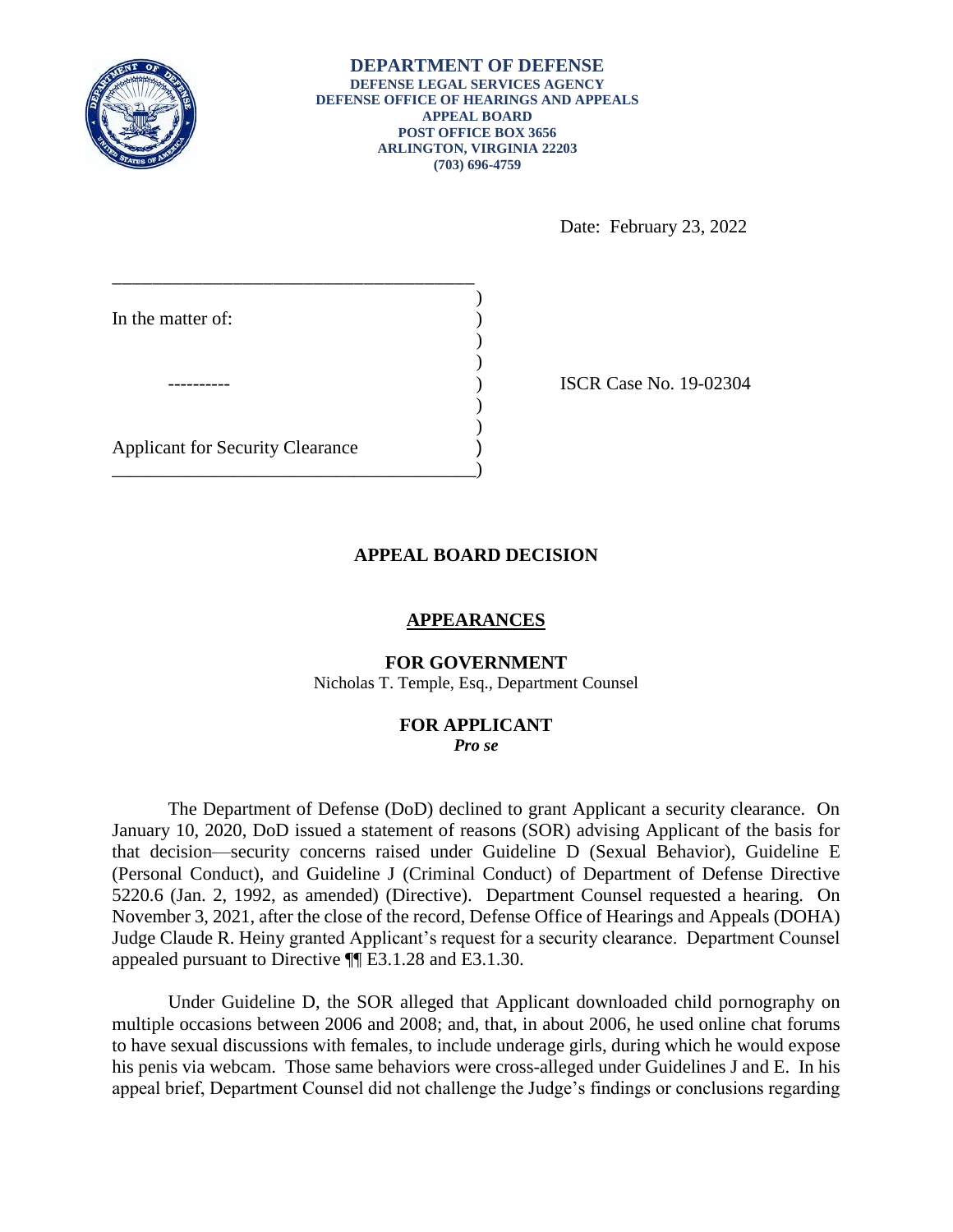**DEPARTMENT OF DEFENSE**
**DEFENSE LEGAL SERVICES AGENCY**
**DEFENSE OFFICE OF HEARINGS AND APPEALS**
**APPEAL BOARD**
**POST OFFICE BOX 3656**
**ARLINGTON, VIRGINIA 22203**
**(703) 696-4759**

Date: February 23, 2022

In the matter of:

----------

Applicant for Security Clearance

ISCR Case No. 19-02304

## APPEAL BOARD DECISION

### APPEARANCES

**FOR GOVERNMENT**
Nicholas T. Temple, Esq., Department Counsel

**FOR APPLICANT**
***Pro se***

The Department of Defense (DoD) declined to grant Applicant a security clearance. On January 10, 2020, DoD issued a statement of reasons (SOR) advising Applicant of the basis for that decision—security concerns raised under Guideline D (Sexual Behavior), Guideline E (Personal Conduct), and Guideline J (Criminal Conduct) of Department of Defense Directive 5220.6 (Jan. 2, 1992, as amended) (Directive). Department Counsel requested a hearing. On November 3, 2021, after the close of the record, Defense Office of Hearings and Appeals (DOHA) Judge Claude R. Heiny granted Applicant's request for a security clearance. Department Counsel appealed pursuant to Directive ¶¶ E3.1.28 and E3.1.30.

Under Guideline D, the SOR alleged that Applicant downloaded child pornography on multiple occasions between 2006 and 2008; and, that, in about 2006, he used online chat forums to have sexual discussions with females, to include underage girls, during which he would expose his penis via webcam. Those same behaviors were cross-alleged under Guidelines J and E. In his appeal brief, Department Counsel did not challenge the Judge's findings or conclusions regarding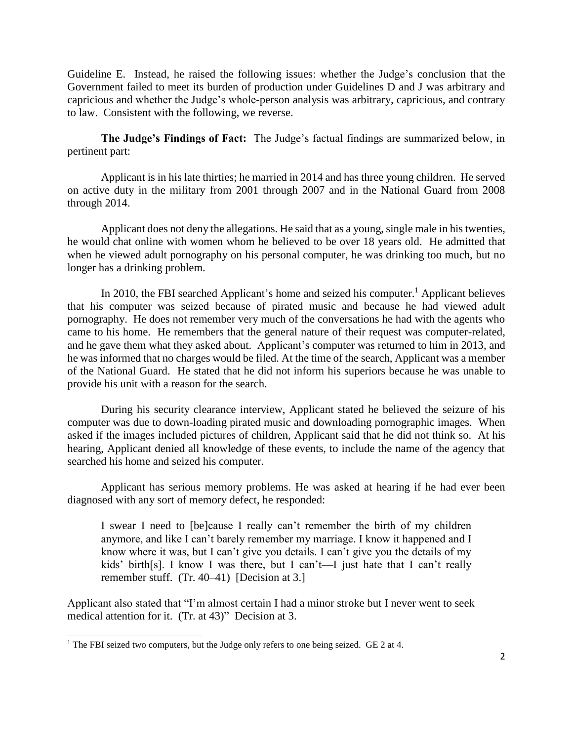Guideline E. Instead, he raised the following issues: whether the Judge's conclusion that the Government failed to meet its burden of production under Guidelines D and J was arbitrary and capricious and whether the Judge's whole-person analysis was arbitrary, capricious, and contrary to law. Consistent with the following, we reverse.

**The Judge's Findings of Fact:** The Judge's factual findings are summarized below, in pertinent part:

Applicant is in his late thirties; he married in 2014 and has three young children. He served on active duty in the military from 2001 through 2007 and in the National Guard from 2008 through 2014.

Applicant does not deny the allegations. He said that as a young, single male in his twenties, he would chat online with women whom he believed to be over 18 years old. He admitted that when he viewed adult pornography on his personal computer, he was drinking too much, but no longer has a drinking problem.

In 2010, the FBI searched Applicant's home and seized his computer.[1] Applicant believes that his computer was seized because of pirated music and because he had viewed adult pornography. He does not remember very much of the conversations he had with the agents who came to his home. He remembers that the general nature of their request was computer-related, and he gave them what they asked about. Applicant's computer was returned to him in 2013, and he was informed that no charges would be filed. At the time of the search, Applicant was a member of the National Guard. He stated that he did not inform his superiors because he was unable to provide his unit with a reason for the search.

During his security clearance interview, Applicant stated he believed the seizure of his computer was due to down-loading pirated music and downloading pornographic images. When asked if the images included pictures of children, Applicant said that he did not think so. At his hearing, Applicant denied all knowledge of these events, to include the name of the agency that searched his home and seized his computer.

Applicant has serious memory problems. He was asked at hearing if he had ever been diagnosed with any sort of memory defect, he responded:

> I swear I need to [be]cause I really can't remember the birth of my children anymore, and like I can't barely remember my marriage. I know it happened and I know where it was, but I can't give you details. I can't give you the details of my kids' birth[s]. I know I was there, but I can't—I just hate that I can't really remember stuff. (Tr. 40–41) [Decision at 3.]

Applicant also stated that "I'm almost certain I had a minor stroke but I never went to seek medical attention for it. (Tr. at 43)" Decision at 3.

---

[1] The FBI seized two computers, but the Judge only refers to one being seized. GE 2 at 4.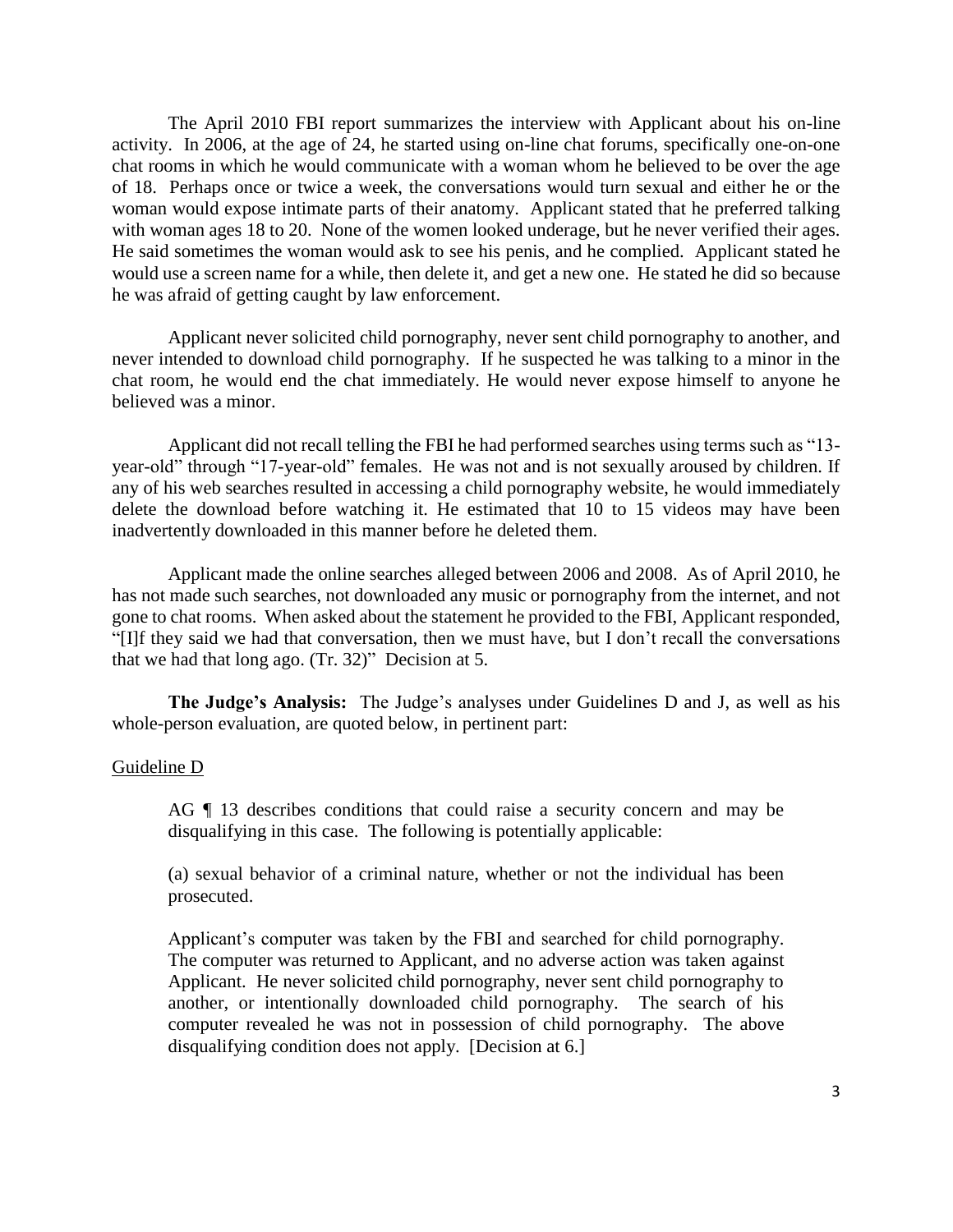The April 2010 FBI report summarizes the interview with Applicant about his on-line activity. In 2006, at the age of 24, he started using on-line chat forums, specifically one-on-one chat rooms in which he would communicate with a woman whom he believed to be over the age of 18. Perhaps once or twice a week, the conversations would turn sexual and either he or the woman would expose intimate parts of their anatomy. Applicant stated that he preferred talking with woman ages 18 to 20. None of the women looked underage, but he never verified their ages. He said sometimes the woman would ask to see his penis, and he complied. Applicant stated he would use a screen name for a while, then delete it, and get a new one. He stated he did so because he was afraid of getting caught by law enforcement.

Applicant never solicited child pornography, never sent child pornography to another, and never intended to download child pornography. If he suspected he was talking to a minor in the chat room, he would end the chat immediately. He would never expose himself to anyone he believed was a minor.

Applicant did not recall telling the FBI he had performed searches using terms such as "13-year-old" through "17-year-old" females. He was not and is not sexually aroused by children. If any of his web searches resulted in accessing a child pornography website, he would immediately delete the download before watching it. He estimated that 10 to 15 videos may have been inadvertently downloaded in this manner before he deleted them.

Applicant made the online searches alleged between 2006 and 2008. As of April 2010, he has not made such searches, not downloaded any music or pornography from the internet, and not gone to chat rooms. When asked about the statement he provided to the FBI, Applicant responded, "[I]f they said we had that conversation, then we must have, but I don't recall the conversations that we had that long ago. (Tr. 32)" Decision at 5.

**The Judge's Analysis:** The Judge's analyses under Guidelines D and J, as well as his whole-person evaluation, are quoted below, in pertinent part:

Guideline D

> AG ¶ 13 describes conditions that could raise a security concern and may be disqualifying in this case. The following is potentially applicable:
>
> (a) sexual behavior of a criminal nature, whether or not the individual has been prosecuted.
>
> Applicant's computer was taken by the FBI and searched for child pornography. The computer was returned to Applicant, and no adverse action was taken against Applicant. He never solicited child pornography, never sent child pornography to another, or intentionally downloaded child pornography. The search of his computer revealed he was not in possession of child pornography. The above disqualifying condition does not apply. [Decision at 6.]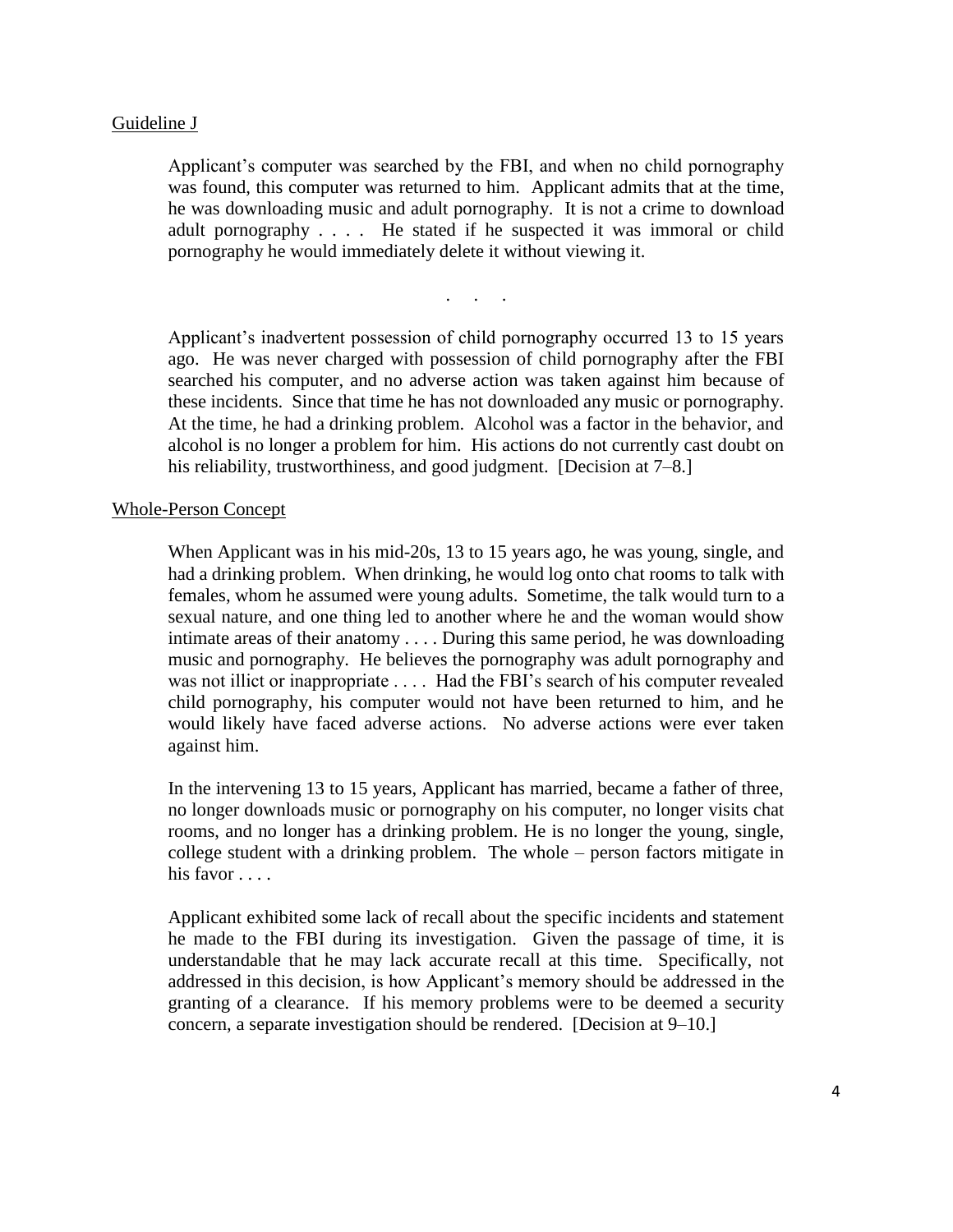Guideline J

> Applicant's computer was searched by the FBI, and when no child pornography was found, this computer was returned to him. Applicant admits that at the time, he was downloading music and adult pornography. It is not a crime to download adult pornography . . . . He stated if he suspected it was immoral or child pornography he would immediately delete it without viewing it.
>
> . . .
>
> Applicant's inadvertent possession of child pornography occurred 13 to 15 years ago. He was never charged with possession of child pornography after the FBI searched his computer, and no adverse action was taken against him because of these incidents. Since that time he has not downloaded any music or pornography. At the time, he had a drinking problem. Alcohol was a factor in the behavior, and alcohol is no longer a problem for him. His actions do not currently cast doubt on his reliability, trustworthiness, and good judgment. [Decision at 7–8.]

Whole-Person Concept

> When Applicant was in his mid-20s, 13 to 15 years ago, he was young, single, and had a drinking problem. When drinking, he would log onto chat rooms to talk with females, whom he assumed were young adults. Sometime, the talk would turn to a sexual nature, and one thing led to another where he and the woman would show intimate areas of their anatomy . . . . During this same period, he was downloading music and pornography. He believes the pornography was adult pornography and was not illicit or inappropriate . . . . Had the FBI's search of his computer revealed child pornography, his computer would not have been returned to him, and he would likely have faced adverse actions. No adverse actions were ever taken against him.
>
> In the intervening 13 to 15 years, Applicant has married, became a father of three, no longer downloads music or pornography on his computer, no longer visits chat rooms, and no longer has a drinking problem. He is no longer the young, single, college student with a drinking problem. The whole – person factors mitigate in his favor . . . .
>
> Applicant exhibited some lack of recall about the specific incidents and statement he made to the FBI during its investigation. Given the passage of time, it is understandable that he may lack accurate recall at this time. Specifically, not addressed in this decision, is how Applicant's memory should be addressed in the granting of a clearance. If his memory problems were to be deemed a security concern, a separate investigation should be rendered. [Decision at 9–10.]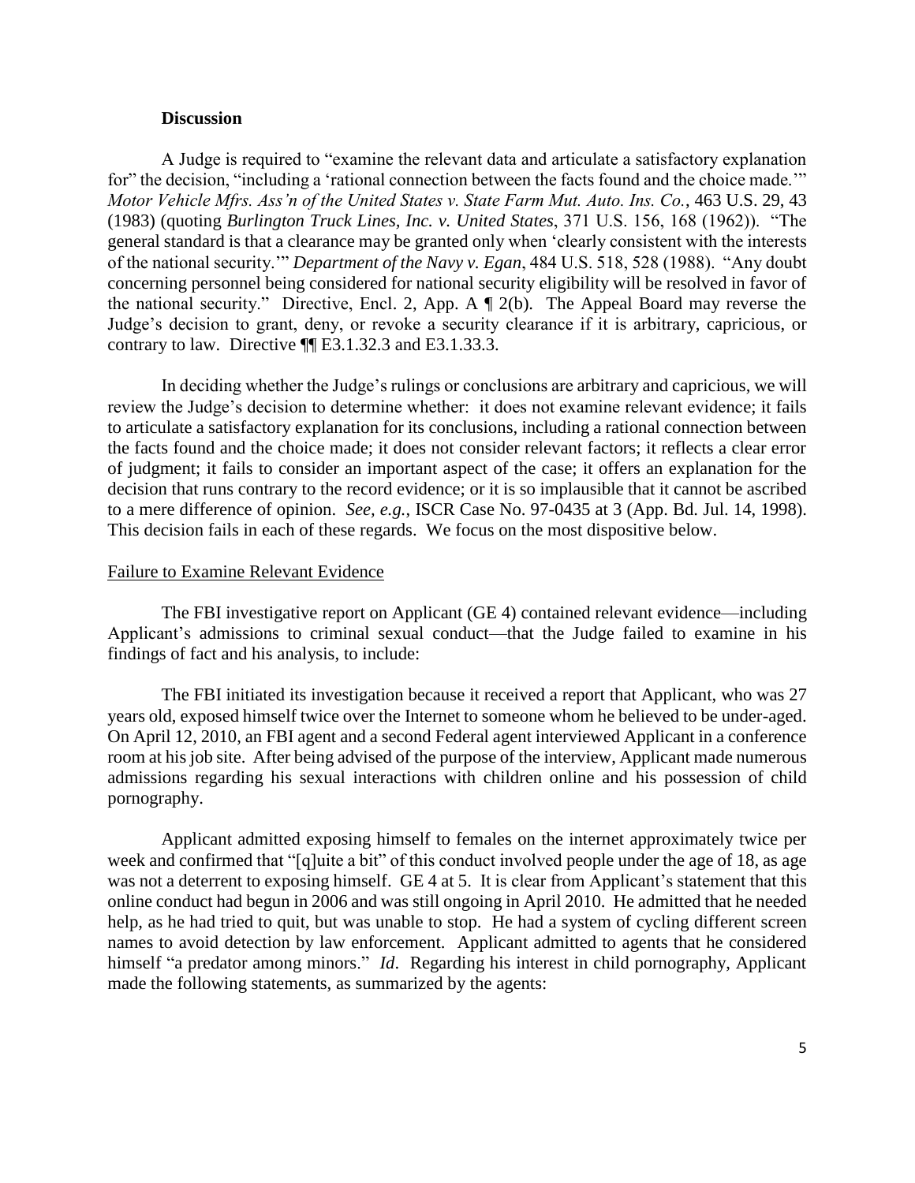**Discussion**

A Judge is required to "examine the relevant data and articulate a satisfactory explanation for" the decision, "including a 'rational connection between the facts found and the choice made.'" *Motor Vehicle Mfrs. Ass'n of the United States v. State Farm Mut. Auto. Ins. Co.*, 463 U.S. 29, 43 (1983) (quoting *Burlington Truck Lines, Inc. v. United States*, 371 U.S. 156, 168 (1962)). "The general standard is that a clearance may be granted only when 'clearly consistent with the interests of the national security.'" *Department of the Navy v. Egan*, 484 U.S. 518, 528 (1988). "Any doubt concerning personnel being considered for national security eligibility will be resolved in favor of the national security." Directive, Encl. 2, App. A ¶ 2(b). The Appeal Board may reverse the Judge's decision to grant, deny, or revoke a security clearance if it is arbitrary, capricious, or contrary to law. Directive ¶¶ E3.1.32.3 and E3.1.33.3.

In deciding whether the Judge's rulings or conclusions are arbitrary and capricious, we will review the Judge's decision to determine whether: it does not examine relevant evidence; it fails to articulate a satisfactory explanation for its conclusions, including a rational connection between the facts found and the choice made; it does not consider relevant factors; it reflects a clear error of judgment; it fails to consider an important aspect of the case; it offers an explanation for the decision that runs contrary to the record evidence; or it is so implausible that it cannot be ascribed to a mere difference of opinion. *See, e.g.*, ISCR Case No. 97-0435 at 3 (App. Bd. Jul. 14, 1998). This decision fails in each of these regards. We focus on the most dispositive below.

Failure to Examine Relevant Evidence

The FBI investigative report on Applicant (GE 4) contained relevant evidence—including Applicant's admissions to criminal sexual conduct—that the Judge failed to examine in his findings of fact and his analysis, to include:

The FBI initiated its investigation because it received a report that Applicant, who was 27 years old, exposed himself twice over the Internet to someone whom he believed to be under-aged. On April 12, 2010, an FBI agent and a second Federal agent interviewed Applicant in a conference room at his job site. After being advised of the purpose of the interview, Applicant made numerous admissions regarding his sexual interactions with children online and his possession of child pornography.

Applicant admitted exposing himself to females on the internet approximately twice per week and confirmed that "[q]uite a bit" of this conduct involved people under the age of 18, as age was not a deterrent to exposing himself. GE 4 at 5. It is clear from Applicant's statement that this online conduct had begun in 2006 and was still ongoing in April 2010. He admitted that he needed help, as he had tried to quit, but was unable to stop. He had a system of cycling different screen names to avoid detection by law enforcement. Applicant admitted to agents that he considered himself "a predator among minors." *Id*. Regarding his interest in child pornography, Applicant made the following statements, as summarized by the agents: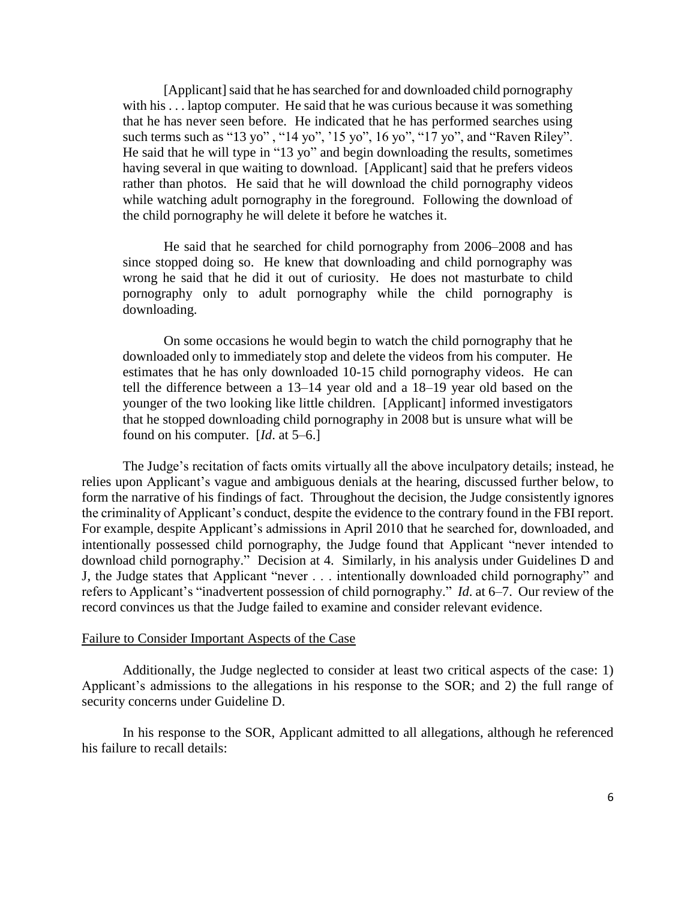> [Applicant] said that he has searched for and downloaded child pornography with his . . . laptop computer. He said that he was curious because it was something that he has never seen before. He indicated that he has performed searches using such terms such as "13 yo" , "14 yo", '15 yo", 16 yo", "17 yo", and "Raven Riley". He said that he will type in "13 yo" and begin downloading the results, sometimes having several in que waiting to download. [Applicant] said that he prefers videos rather than photos. He said that he will download the child pornography videos while watching adult pornography in the foreground. Following the download of the child pornography he will delete it before he watches it.
>
> He said that he searched for child pornography from 2006–2008 and has since stopped doing so. He knew that downloading and child pornography was wrong he said that he did it out of curiosity. He does not masturbate to child pornography only to adult pornography while the child pornography is downloading.
>
> On some occasions he would begin to watch the child pornography that he downloaded only to immediately stop and delete the videos from his computer. He estimates that he has only downloaded 10-15 child pornography videos. He can tell the difference between a 13–14 year old and a 18–19 year old based on the younger of the two looking like little children. [Applicant] informed investigators that he stopped downloading child pornography in 2008 but is unsure what will be found on his computer. [*Id*. at 5–6.]

The Judge's recitation of facts omits virtually all the above inculpatory details; instead, he relies upon Applicant's vague and ambiguous denials at the hearing, discussed further below, to form the narrative of his findings of fact. Throughout the decision, the Judge consistently ignores the criminality of Applicant's conduct, despite the evidence to the contrary found in the FBI report. For example, despite Applicant's admissions in April 2010 that he searched for, downloaded, and intentionally possessed child pornography, the Judge found that Applicant "never intended to download child pornography." Decision at 4. Similarly, in his analysis under Guidelines D and J, the Judge states that Applicant "never . . . intentionally downloaded child pornography" and refers to Applicant's "inadvertent possession of child pornography." *Id*. at 6–7. Our review of the record convinces us that the Judge failed to examine and consider relevant evidence.

Failure to Consider Important Aspects of the Case

Additionally, the Judge neglected to consider at least two critical aspects of the case: 1) Applicant's admissions to the allegations in his response to the SOR; and 2) the full range of security concerns under Guideline D.

In his response to the SOR, Applicant admitted to all allegations, although he referenced his failure to recall details: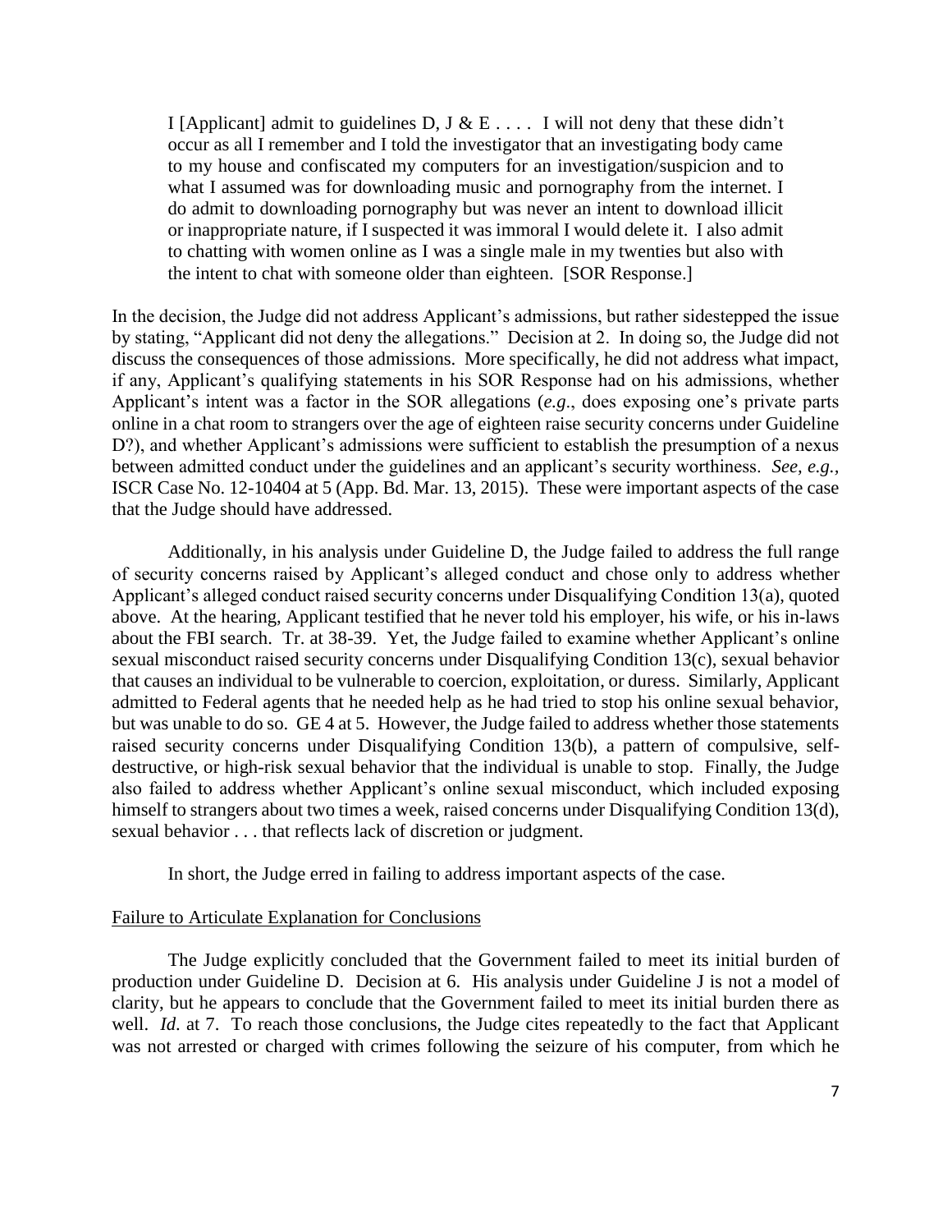> I [Applicant] admit to guidelines D, J & E . . . . I will not deny that these didn't occur as all I remember and I told the investigator that an investigating body came to my house and confiscated my computers for an investigation/suspicion and to what I assumed was for downloading music and pornography from the internet. I do admit to downloading pornography but was never an intent to download illicit or inappropriate nature, if I suspected it was immoral I would delete it. I also admit to chatting with women online as I was a single male in my twenties but also with the intent to chat with someone older than eighteen. [SOR Response.]

In the decision, the Judge did not address Applicant's admissions, but rather sidestepped the issue by stating, "Applicant did not deny the allegations." Decision at 2. In doing so, the Judge did not discuss the consequences of those admissions. More specifically, he did not address what impact, if any, Applicant's qualifying statements in his SOR Response had on his admissions, whether Applicant's intent was a factor in the SOR allegations (*e.g.*, does exposing one's private parts online in a chat room to strangers over the age of eighteen raise security concerns under Guideline D?), and whether Applicant's admissions were sufficient to establish the presumption of a nexus between admitted conduct under the guidelines and an applicant's security worthiness. *See, e.g.*, ISCR Case No. 12-10404 at 5 (App. Bd. Mar. 13, 2015). These were important aspects of the case that the Judge should have addressed.

Additionally, in his analysis under Guideline D, the Judge failed to address the full range of security concerns raised by Applicant's alleged conduct and chose only to address whether Applicant's alleged conduct raised security concerns under Disqualifying Condition 13(a), quoted above. At the hearing, Applicant testified that he never told his employer, his wife, or his in-laws about the FBI search. Tr. at 38-39. Yet, the Judge failed to examine whether Applicant's online sexual misconduct raised security concerns under Disqualifying Condition 13(c), sexual behavior that causes an individual to be vulnerable to coercion, exploitation, or duress. Similarly, Applicant admitted to Federal agents that he needed help as he had tried to stop his online sexual behavior, but was unable to do so. GE 4 at 5. However, the Judge failed to address whether those statements raised security concerns under Disqualifying Condition 13(b), a pattern of compulsive, self-destructive, or high-risk sexual behavior that the individual is unable to stop. Finally, the Judge also failed to address whether Applicant's online sexual misconduct, which included exposing himself to strangers about two times a week, raised concerns under Disqualifying Condition 13(d), sexual behavior . . . that reflects lack of discretion or judgment.

In short, the Judge erred in failing to address important aspects of the case.

Failure to Articulate Explanation for Conclusions

The Judge explicitly concluded that the Government failed to meet its initial burden of production under Guideline D. Decision at 6. His analysis under Guideline J is not a model of clarity, but he appears to conclude that the Government failed to meet its initial burden there as well. *Id.* at 7. To reach those conclusions, the Judge cites repeatedly to the fact that Applicant was not arrested or charged with crimes following the seizure of his computer, from which he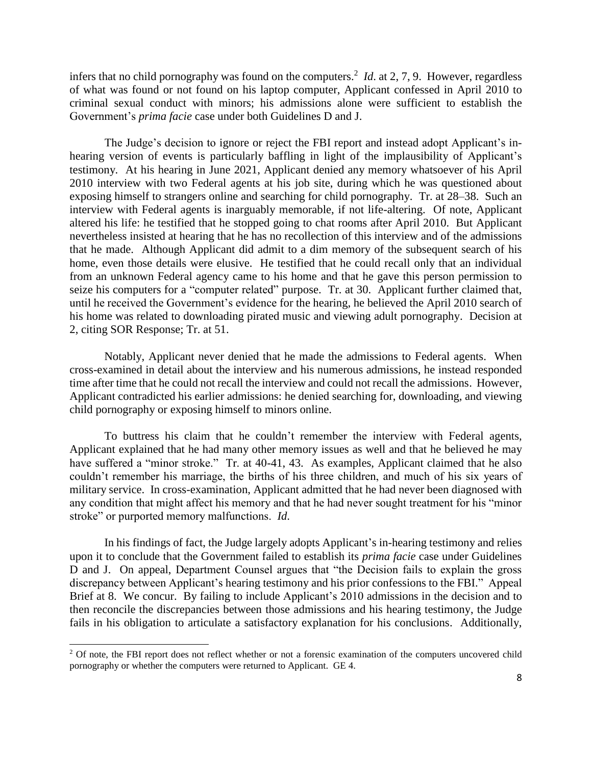infers that no child pornography was found on the computers.[2] *Id*. at 2, 7, 9. However, regardless of what was found or not found on his laptop computer, Applicant confessed in April 2010 to criminal sexual conduct with minors; his admissions alone were sufficient to establish the Government's *prima facie* case under both Guidelines D and J.

The Judge's decision to ignore or reject the FBI report and instead adopt Applicant's in-hearing version of events is particularly baffling in light of the implausibility of Applicant's testimony. At his hearing in June 2021, Applicant denied any memory whatsoever of his April 2010 interview with two Federal agents at his job site, during which he was questioned about exposing himself to strangers online and searching for child pornography. Tr. at 28–38. Such an interview with Federal agents is inarguably memorable, if not life-altering. Of note, Applicant altered his life: he testified that he stopped going to chat rooms after April 2010. But Applicant nevertheless insisted at hearing that he has no recollection of this interview and of the admissions that he made. Although Applicant did admit to a dim memory of the subsequent search of his home, even those details were elusive. He testified that he could recall only that an individual from an unknown Federal agency came to his home and that he gave this person permission to seize his computers for a "computer related" purpose. Tr. at 30. Applicant further claimed that, until he received the Government's evidence for the hearing, he believed the April 2010 search of his home was related to downloading pirated music and viewing adult pornography. Decision at 2, citing SOR Response; Tr. at 51.

Notably, Applicant never denied that he made the admissions to Federal agents. When cross-examined in detail about the interview and his numerous admissions, he instead responded time after time that he could not recall the interview and could not recall the admissions. However, Applicant contradicted his earlier admissions: he denied searching for, downloading, and viewing child pornography or exposing himself to minors online.

To buttress his claim that he couldn't remember the interview with Federal agents, Applicant explained that he had many other memory issues as well and that he believed he may have suffered a "minor stroke." Tr. at 40-41, 43. As examples, Applicant claimed that he also couldn't remember his marriage, the births of his three children, and much of his six years of military service. In cross-examination, Applicant admitted that he had never been diagnosed with any condition that might affect his memory and that he had never sought treatment for his "minor stroke" or purported memory malfunctions. *Id*.

In his findings of fact, the Judge largely adopts Applicant's in-hearing testimony and relies upon it to conclude that the Government failed to establish its *prima facie* case under Guidelines D and J. On appeal, Department Counsel argues that "the Decision fails to explain the gross discrepancy between Applicant's hearing testimony and his prior confessions to the FBI." Appeal Brief at 8. We concur. By failing to include Applicant's 2010 admissions in the decision and to then reconcile the discrepancies between those admissions and his hearing testimony, the Judge fails in his obligation to articulate a satisfactory explanation for his conclusions. Additionally,

[2] Of note, the FBI report does not reflect whether or not a forensic examination of the computers uncovered child pornography or whether the computers were returned to Applicant. GE 4.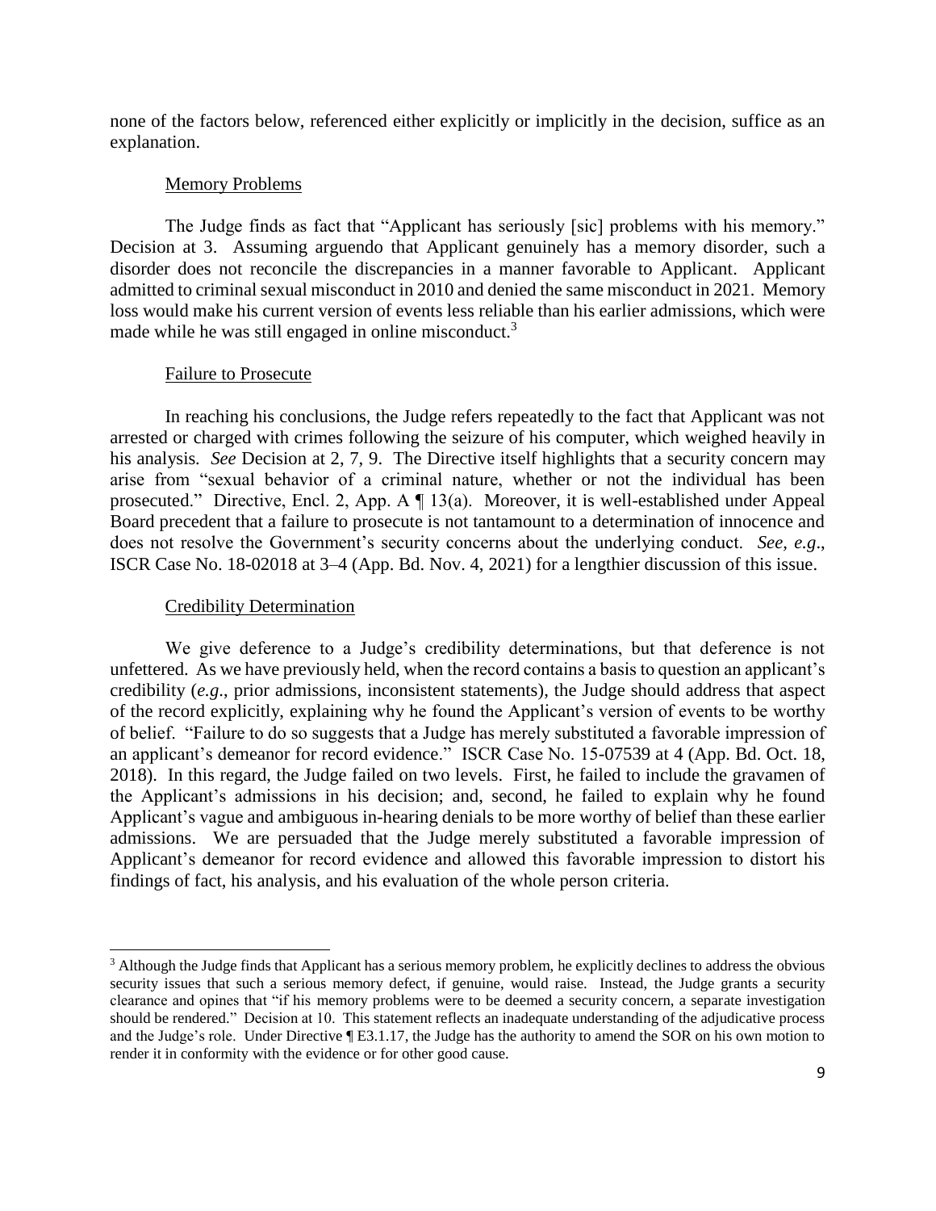none of the factors below, referenced either explicitly or implicitly in the decision, suffice as an explanation.

Memory Problems

The Judge finds as fact that "Applicant has seriously [sic] problems with his memory." Decision at 3. Assuming arguendo that Applicant genuinely has a memory disorder, such a disorder does not reconcile the discrepancies in a manner favorable to Applicant. Applicant admitted to criminal sexual misconduct in 2010 and denied the same misconduct in 2021. Memory loss would make his current version of events less reliable than his earlier admissions, which were made while he was still engaged in online misconduct.[3]

Failure to Prosecute

In reaching his conclusions, the Judge refers repeatedly to the fact that Applicant was not arrested or charged with crimes following the seizure of his computer, which weighed heavily in his analysis. *See* Decision at 2, 7, 9. The Directive itself highlights that a security concern may arise from "sexual behavior of a criminal nature, whether or not the individual has been prosecuted." Directive, Encl. 2, App. A ¶ 13(a). Moreover, it is well-established under Appeal Board precedent that a failure to prosecute is not tantamount to a determination of innocence and does not resolve the Government's security concerns about the underlying conduct. *See, e.g*., ISCR Case No. 18-02018 at 3–4 (App. Bd. Nov. 4, 2021) for a lengthier discussion of this issue.

Credibility Determination

We give deference to a Judge's credibility determinations, but that deference is not unfettered. As we have previously held, when the record contains a basis to question an applicant's credibility (*e.g*., prior admissions, inconsistent statements), the Judge should address that aspect of the record explicitly, explaining why he found the Applicant's version of events to be worthy of belief. "Failure to do so suggests that a Judge has merely substituted a favorable impression of an applicant's demeanor for record evidence." ISCR Case No. 15-07539 at 4 (App. Bd. Oct. 18, 2018). In this regard, the Judge failed on two levels. First, he failed to include the gravamen of the Applicant's admissions in his decision; and, second, he failed to explain why he found Applicant's vague and ambiguous in-hearing denials to be more worthy of belief than these earlier admissions. We are persuaded that the Judge merely substituted a favorable impression of Applicant's demeanor for record evidence and allowed this favorable impression to distort his findings of fact, his analysis, and his evaluation of the whole person criteria.

---

[3] Although the Judge finds that Applicant has a serious memory problem, he explicitly declines to address the obvious security issues that such a serious memory defect, if genuine, would raise. Instead, the Judge grants a security clearance and opines that "if his memory problems were to be deemed a security concern, a separate investigation should be rendered." Decision at 10. This statement reflects an inadequate understanding of the adjudicative process and the Judge's role. Under Directive ¶ E3.1.17, the Judge has the authority to amend the SOR on his own motion to render it in conformity with the evidence or for other good cause.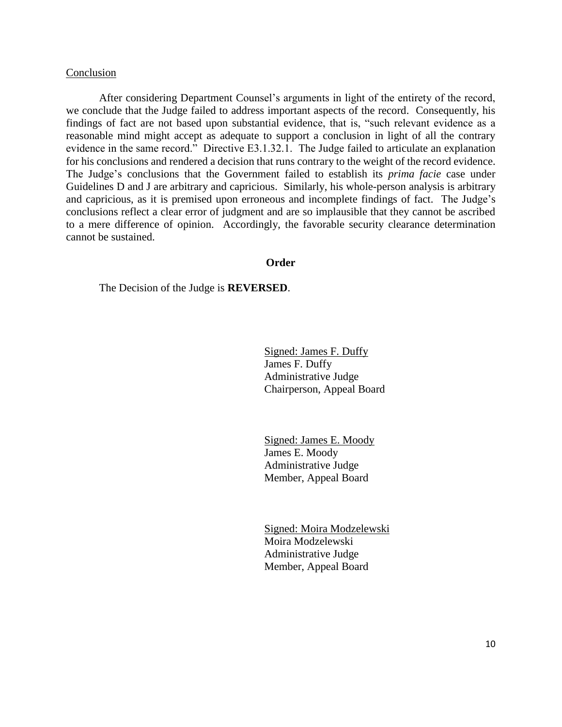Conclusion

After considering Department Counsel's arguments in light of the entirety of the record, we conclude that the Judge failed to address important aspects of the record. Consequently, his findings of fact are not based upon substantial evidence, that is, "such relevant evidence as a reasonable mind might accept as adequate to support a conclusion in light of all the contrary evidence in the same record." Directive E3.1.32.1. The Judge failed to articulate an explanation for his conclusions and rendered a decision that runs contrary to the weight of the record evidence. The Judge's conclusions that the Government failed to establish its *prima facie* case under Guidelines D and J are arbitrary and capricious. Similarly, his whole-person analysis is arbitrary and capricious, as it is premised upon erroneous and incomplete findings of fact. The Judge's conclusions reflect a clear error of judgment and are so implausible that they cannot be ascribed to a mere difference of opinion. Accordingly, the favorable security clearance determination cannot be sustained.

## Order

The Decision of the Judge is **REVERSED**.

Signed: James F. Duffy
James F. Duffy
Administrative Judge
Chairperson, Appeal Board

Signed: James E. Moody
James E. Moody
Administrative Judge
Member, Appeal Board

Signed: Moira Modzelewski
Moira Modzelewski
Administrative Judge
Member, Appeal Board